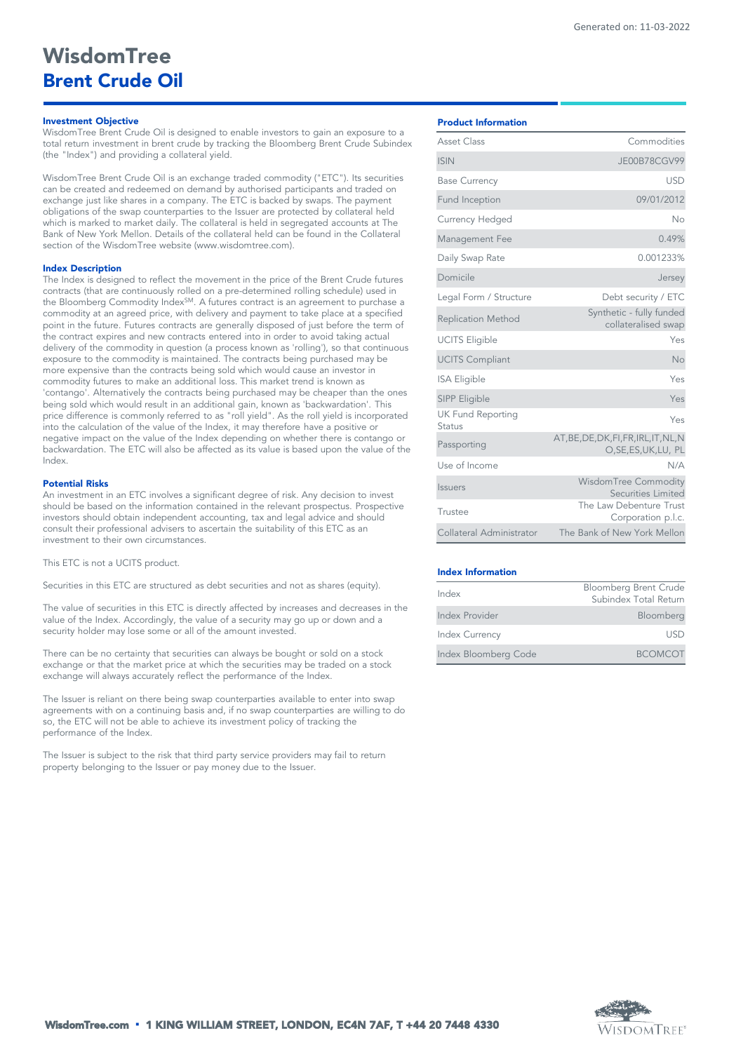Generated on: 11-03-2022

# WisdomTree
## Brent Crude Oil

### Investment Objective

WisdomTree Brent Crude Oil is designed to enable investors to gain an exposure to a total return investment in brent crude by tracking the Bloomberg Brent Crude Subindex (the "Index") and providing a collateral yield.

WisdomTree Brent Crude Oil is an exchange traded commodity ("ETC"). Its securities can be created and redeemed on demand by authorised participants and traded on exchange just like shares in a company. The ETC is backed by swaps. The payment obligations of the swap counterparties to the Issuer are protected by collateral held which is marked to market daily. The collateral is held in segregated accounts at The Bank of New York Mellon. Details of the collateral held can be found in the Collateral section of the WisdomTree website (www.wisdomtree.com).

### Index Description

The Index is designed to reflect the movement in the price of the Brent Crude futures contracts (that are continuously rolled on a pre-determined rolling schedule) used in the Bloomberg Commodity Index[SM]. A futures contract is an agreement to purchase a commodity at an agreed price, with delivery and payment to take place at a specified point in the future. Futures contracts are generally disposed of just before the term of the contract expires and new contracts entered into in order to avoid taking actual delivery of the commodity in question (a process known as 'rolling'), so that continuous exposure to the commodity is maintained. The contracts being purchased may be more expensive than the contracts being sold which would cause an investor in commodity futures to make an additional loss. This market trend is known as 'contango'. Alternatively the contracts being purchased may be cheaper than the ones being sold which would result in an additional gain, known as 'backwardation'. This price difference is commonly referred to as "roll yield". As the roll yield is incorporated into the calculation of the value of the Index, it may therefore have a positive or negative impact on the value of the Index depending on whether there is contango or backwardation. The ETC will also be affected as its value is based upon the value of the Index.

### Potential Risks

An investment in an ETC involves a significant degree of risk. Any decision to invest should be based on the information contained in the relevant prospectus. Prospective investors should obtain independent accounting, tax and legal advice and should consult their professional advisers to ascertain the suitability of this ETC as an investment to their own circumstances.

This ETC is not a UCITS product.

Securities in this ETC are structured as debt securities and not as shares (equity).

The value of securities in this ETC is directly affected by increases and decreases in the value of the Index. Accordingly, the value of a security may go up or down and a security holder may lose some or all of the amount invested.

There can be no certainty that securities can always be bought or sold on a stock exchange or that the market price at which the securities may be traded on a stock exchange will always accurately reflect the performance of the Index.

The Issuer is reliant on there being swap counterparties available to enter into swap agreements with on a continuing basis and, if no swap counterparties are willing to do so, the ETC will not be able to achieve its investment policy of tracking the performance of the Index.

The Issuer is subject to the risk that third party service providers may fail to return property belonging to the Issuer or pay money due to the Issuer.

### Product Information

| | |
|---|---|
| Asset Class | Commodities |
| ISIN | JE00B78CGV99 |
| Base Currency | USD |
| Fund Inception | 09/01/2012 |
| Currency Hedged | No |
| Management Fee | 0.49% |
| Daily Swap Rate | 0.001233% |
| Domicile | Jersey |
| Legal Form / Structure | Debt security / ETC |
| Replication Method | Synthetic - fully funded collateralised swap |
| UCITS Eligible | Yes |
| UCITS Compliant | No |
| ISA Eligible | Yes |
| SIPP Eligible | Yes |
| UK Fund Reporting Status | Yes |
| Passporting | AT,BE,DE,DK,FI,FR,IRL,IT,NL,NO,SE,ES,UK,LU, PL |
| Use of Income | N/A |
| Issuers | WisdomTree Commodity Securities Limited |
| Trustee | The Law Debenture Trust Corporation p.l.c. |
| Collateral Administrator | The Bank of New York Mellon |

### Index Information

| | |
|---|---|
| Index | Bloomberg Brent Crude Subindex Total Return |
| Index Provider | Bloomberg |
| Index Currency | USD |
| Index Bloomberg Code | BCOMCOT |

WisdomTree.com • 1 KING WILLIAM STREET, LONDON, EC4N 7AF, T +44 20 7448 4330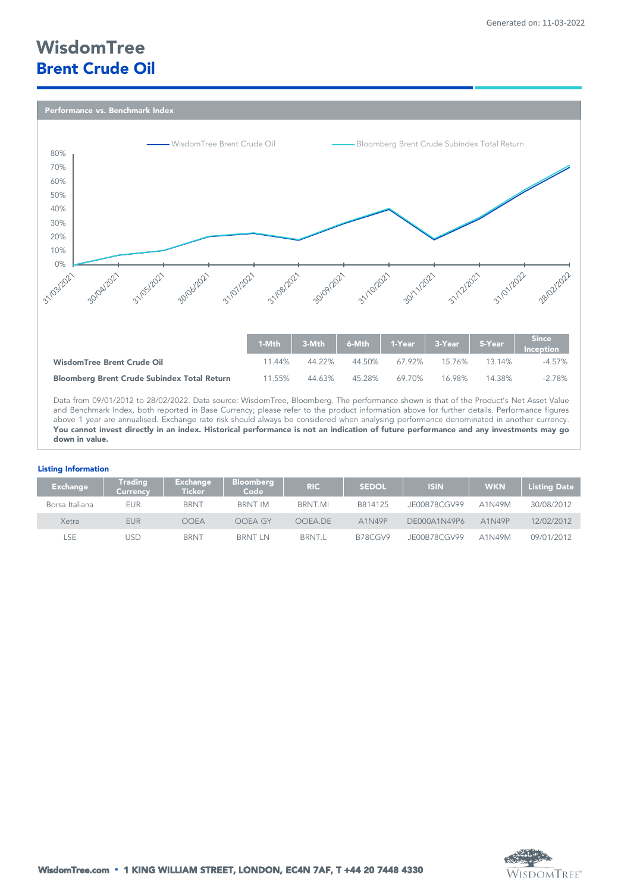Generated on: 11-03-2022

# WisdomTree
## Brent Crude Oil

### Performance vs. Benchmark Index

| | 1-Mth | 3-Mth | 6-Mth | 1-Year | 3-Year | 5-Year | Since Inception |
|---|---|---|---|---|---|---|---|
| **WisdomTree Brent Crude Oil** | 11.44% | 44.22% | 44.50% | 67.92% | 15.76% | 13.14% | -4.57% |
| **Bloomberg Brent Crude Subindex Total Return** | 11.55% | 44.63% | 45.28% | 69.70% | 16.98% | 14.38% | -2.78% |

Data from 09/01/2012 to 28/02/2022. Data source: WisdomTree, Bloomberg. The performance shown is that of the Product's Net Asset Value and Benchmark Index, both reported in Base Currency; please refer to the product information above for further details. Performance figures above 1 year are annualised. Exchange rate risk should always be considered when analysing performance denominated in another currency. **You cannot invest directly in an index. Historical performance is not an indication of future performance and any investments may go down in value.**

### Listing Information

| Exchange | Trading Currency | Exchange Ticker | Bloomberg Code | RIC | SEDOL | ISIN | WKN | Listing Date |
|---|---|---|---|---|---|---|---|---|
| Borsa Italiana | EUR | BRNT | BRNT IM | BRNT.MI | B814125 | JE00B78CGV99 | A1N49M | 30/08/2012 |
| Xetra | EUR | OOEA | OOEA GY | OOEA.DE | A1N49P | DE000A1N49P6 | A1N49P | 12/02/2012 |
| LSE | USD | BRNT | BRNT LN | BRNT.L | B78CGV9 | JE00B78CGV99 | A1N49M | 09/01/2012 |

WisdomTree.com • 1 KING WILLIAM STREET, LONDON, EC4N 7AF, T +44 20 7448 4330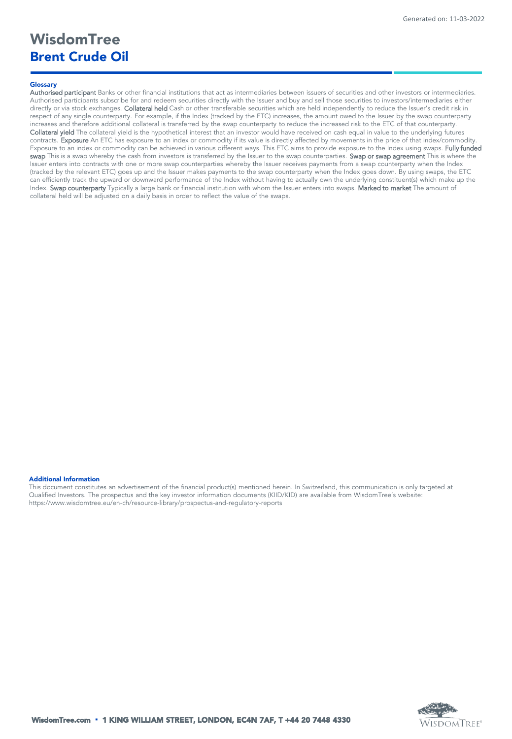# WisdomTree
## Brent Crude Oil

### Glossary

**Authorised participant** Banks or other financial institutions that act as intermediaries between issuers of securities and other investors or intermediaries. Authorised participants subscribe for and redeem securities directly with the Issuer and buy and sell those securities to investors/intermediaries either directly or via stock exchanges. **Collateral held** Cash or other transferable securities which are held independently to reduce the Issuer's credit risk in respect of any single counterparty. For example, if the Index (tracked by the ETC) increases, the amount owed to the Issuer by the swap counterparty increases and therefore additional collateral is transferred by the swap counterparty to reduce the increased risk to the ETC of that counterparty. **Collateral yield** The collateral yield is the hypothetical interest that an investor would have received on cash equal in value to the underlying futures contracts. **Exposure** An ETC has exposure to an index or commodity if its value is directly affected by movements in the price of that index/commodity. Exposure to an index or commodity can be achieved in various different ways. This ETC aims to provide exposure to the Index using swaps. **Fully funded swap** This is a swap whereby the cash from investors is transferred by the Issuer to the swap counterparties. **Swap or swap agreement** This is where the Issuer enters into contracts with one or more swap counterparties whereby the Issuer receives payments from a swap counterparty when the Index (tracked by the relevant ETC) goes up and the Issuer makes payments to the swap counterparty when the Index goes down. By using swaps, the ETC can efficiently track the upward or downward performance of the Index without having to actually own the underlying constituent(s) which make up the Index. **Swap counterparty** Typically a large bank or financial institution with whom the Issuer enters into swaps. **Marked to market** The amount of collateral held will be adjusted on a daily basis in order to reflect the value of the swaps.

### Additional Information

This document constitutes an advertisement of the financial product(s) mentioned herein. In Switzerland, this communication is only targeted at Qualified Investors. The prospectus and the key investor information documents (KIID/KID) are available from WisdomTree's website: https://www.wisdomtree.eu/en-ch/resource-library/prospectus-and-regulatory-reports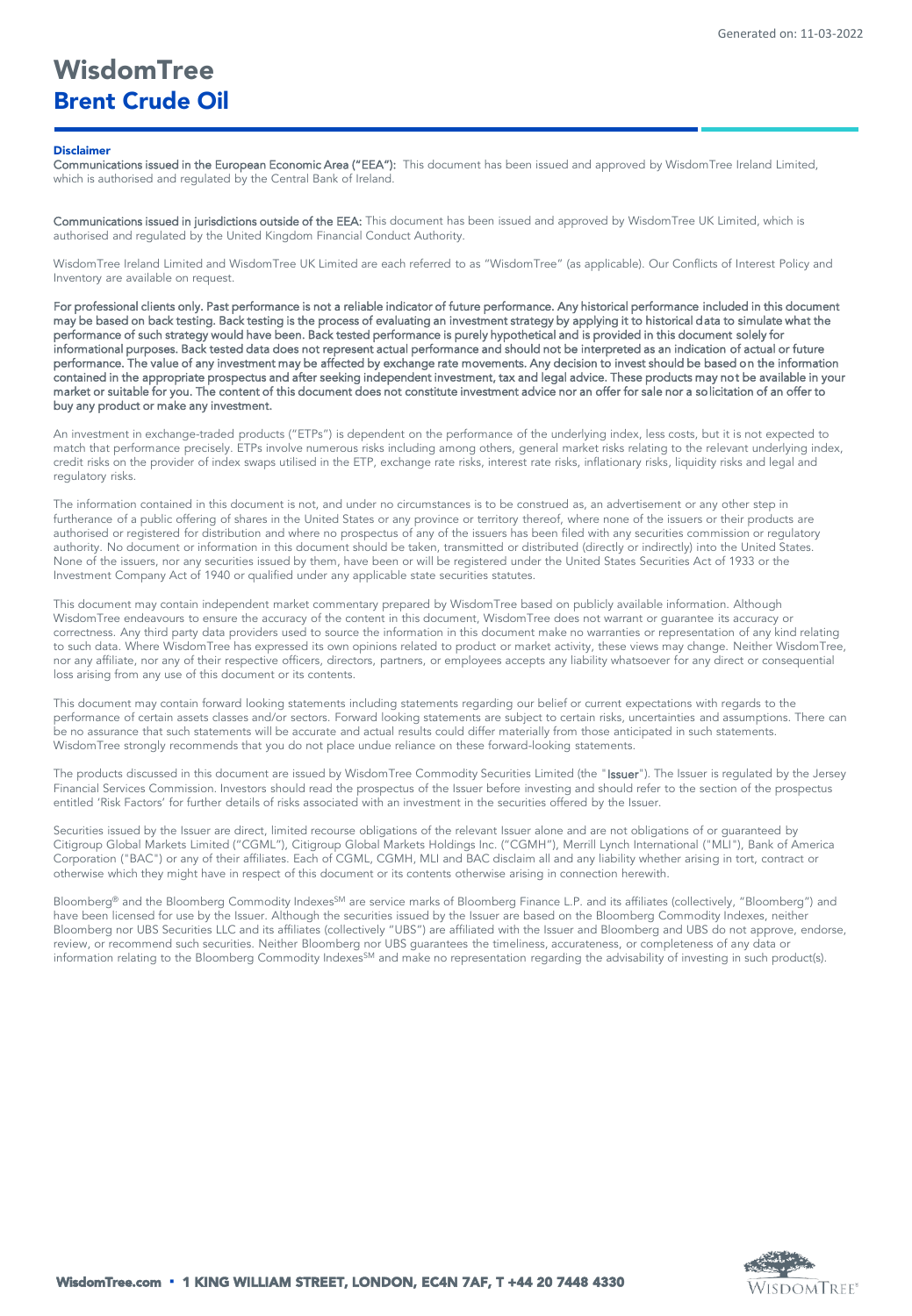# WisdomTree
## Brent Crude Oil

### Disclaimer

**Communications issued in the European Economic Area ("EEA"):** This document has been issued and approved by WisdomTree Ireland Limited, which is authorised and regulated by the Central Bank of Ireland.

**Communications issued in jurisdictions outside of the EEA:** This document has been issued and approved by WisdomTree UK Limited, which is authorised and regulated by the United Kingdom Financial Conduct Authority.

WisdomTree Ireland Limited and WisdomTree UK Limited are each referred to as "WisdomTree" (as applicable). Our Conflicts of Interest Policy and Inventory are available on request.

**For professional clients only. Past performance is not a reliable indicator of future performance. Any historical performance included in this document may be based on back testing. Back testing is the process of evaluating an investment strategy by applying it to historical data to simulate what the performance of such strategy would have been. Back tested performance is purely hypothetical and is provided in this document solely for informational purposes. Back tested data does not represent actual performance and should not be interpreted as an indication of actual or future performance. The value of any investment may be affected by exchange rate movements. Any decision to invest should be based on the information contained in the appropriate prospectus and after seeking independent investment, tax and legal advice. These products may not be available in your market or suitable for you. The content of this document does not constitute investment advice nor an offer for sale nor a solicitation of an offer to buy any product or make any investment.**

An investment in exchange-traded products ("ETPs") is dependent on the performance of the underlying index, less costs, but it is not expected to match that performance precisely. ETPs involve numerous risks including among others, general market risks relating to the relevant underlying index, credit risks on the provider of index swaps utilised in the ETP, exchange rate risks, interest rate risks, inflationary risks, liquidity risks and legal and regulatory risks.

The information contained in this document is not, and under no circumstances is to be construed as, an advertisement or any other step in furtherance of a public offering of shares in the United States or any province or territory thereof, where none of the issuers or their products are authorised or registered for distribution and where no prospectus of any of the issuers has been filed with any securities commission or regulatory authority. No document or information in this document should be taken, transmitted or distributed (directly or indirectly) into the United States. None of the issuers, nor any securities issued by them, have been or will be registered under the United States Securities Act of 1933 or the Investment Company Act of 1940 or qualified under any applicable state securities statutes.

This document may contain independent market commentary prepared by WisdomTree based on publicly available information. Although WisdomTree endeavours to ensure the accuracy of the content in this document, WisdomTree does not warrant or guarantee its accuracy or correctness. Any third party data providers used to source the information in this document make no warranties or representation of any kind relating to such data. Where WisdomTree has expressed its own opinions related to product or market activity, these views may change. Neither WisdomTree, nor any affiliate, nor any of their respective officers, directors, partners, or employees accepts any liability whatsoever for any direct or consequential loss arising from any use of this document or its contents.

This document may contain forward looking statements including statements regarding our belief or current expectations with regards to the performance of certain assets classes and/or sectors. Forward looking statements are subject to certain risks, uncertainties and assumptions. There can be no assurance that such statements will be accurate and actual results could differ materially from those anticipated in such statements. WisdomTree strongly recommends that you do not place undue reliance on these forward-looking statements.

The products discussed in this document are issued by WisdomTree Commodity Securities Limited (the "**Issuer**"). The Issuer is regulated by the Jersey Financial Services Commission. Investors should read the prospectus of the Issuer before investing and should refer to the section of the prospectus entitled 'Risk Factors' for further details of risks associated with an investment in the securities offered by the Issuer.

Securities issued by the Issuer are direct, limited recourse obligations of the relevant Issuer alone and are not obligations of or guaranteed by Citigroup Global Markets Limited ("CGML"), Citigroup Global Markets Holdings Inc. ("CGMH"), Merrill Lynch International ("MLI"), Bank of America Corporation ("BAC") or any of their affiliates. Each of CGML, CGMH, MLI and BAC disclaim all and any liability whether arising in tort, contract or otherwise which they might have in respect of this document or its contents otherwise arising in connection herewith.

Bloomberg® and the Bloomberg Commodity Indexes℠ are service marks of Bloomberg Finance L.P. and its affiliates (collectively, "Bloomberg") and have been licensed for use by the Issuer. Although the securities issued by the Issuer are based on the Bloomberg Commodity Indexes, neither Bloomberg nor UBS Securities LLC and its affiliates (collectively "UBS") are affiliated with the Issuer and Bloomberg and UBS do not approve, endorse, review, or recommend such securities. Neither Bloomberg nor UBS guarantees the timeliness, accurateness, or completeness of any data or information relating to the Bloomberg Commodity Indexes℠ and make no representation regarding the advisability of investing in such product(s).